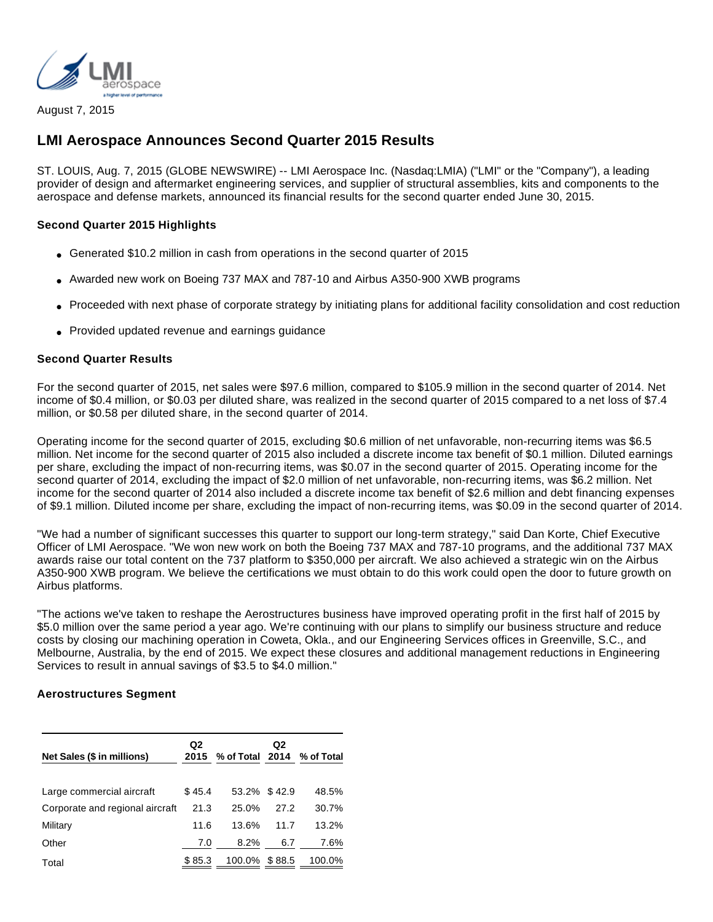August 7, 2015

# LMI Aerospace Announces Second Quarter 2015 Results

ST. LOUIS, Aug. 7, 2015 (GLOBE NEWSWIRE) -- LMI Aerospace Inc. (Nasdaq:LMIA) ("LMI" or the "Company"), a leading provider of design and aftermarket engineering services, and supplier of structural assemblies, kits and components to the aerospace and defense markets, announced its financial results for the second quarter ended June 30, 2015.

### Second Quarter 2015 Highlights

- Generated $10.2 million in cash from operations in the second quarter of 2015
- Awarded new work on Boeing 737 MAX and 787-10 and Airbus A350-900 XWB programs
- Proceeded with next phase of corporate strategy by initiating plans for additional facility consolidation and cost reduction
- Provided updated revenue and earnings guidance

### Second Quarter Results

For the second quarter of 2015, net sales were $97.6 million, compared to $105.9 million in the second quarter of 2014. Net income of $0.4 million, or $0.03 per diluted share, was realized in the second quarter of 2015 compared to a net loss of $7.4 million, or $0.58 per diluted share, in the second quarter of 2014.

Operating income for the second quarter of 2015, excluding $0.6 million of net unfavorable, non-recurring items was $6.5 million. Net income for the second quarter of 2015 also included a discrete income tax benefit of $0.1 million. Diluted earnings per share, excluding the impact of non-recurring items, was $0.07 in the second quarter of 2015. Operating income for the second quarter of 2014, excluding the impact of $2.0 million of net unfavorable, non-recurring items, was $6.2 million. Net income for the second quarter of 2014 also included a discrete income tax benefit of $2.6 million and debt financing expenses of $9.1 million. Diluted income per share, excluding the impact of non-recurring items, was $0.09 in the second quarter of 2014.

"We had a number of significant successes this quarter to support our long-term strategy," said Dan Korte, Chief Executive Officer of LMI Aerospace. "We won new work on both the Boeing 737 MAX and 787-10 programs, and the additional 737 MAX awards raise our total content on the 737 platform to $350,000 per aircraft. We also achieved a strategic win on the Airbus A350-900 XWB program. We believe the certifications we must obtain to do this work could open the door to future growth on Airbus platforms.

"The actions we've taken to reshape the Aerostructures business have improved operating profit in the first half of 2015 by $5.0 million over the same period a year ago. We're continuing with our plans to simplify our business structure and reduce costs by closing our machining operation in Coweta, Okla., and our Engineering Services offices in Greenville, S.C., and Melbourne, Australia, by the end of 2015. We expect these closures and additional management reductions in Engineering Services to result in annual savings of $3.5 to $4.0 million."

### Aerostructures Segment

| Net Sales ($ in millions) | Q2 2015 | % of Total | Q2 2014 | % of Total |
|---|---|---|---|---|
| Large commercial aircraft | $ 45.4 | 53.2% | $ 42.9 | 48.5% |
| Corporate and regional aircraft | 21.3 | 25.0% | 27.2 | 30.7% |
| Military | 11.6 | 13.6% | 11.7 | 13.2% |
| Other | 7.0 | 8.2% | 6.7 | 7.6% |
| Total | $ 85.3 | 100.0% | $ 88.5 | 100.0% |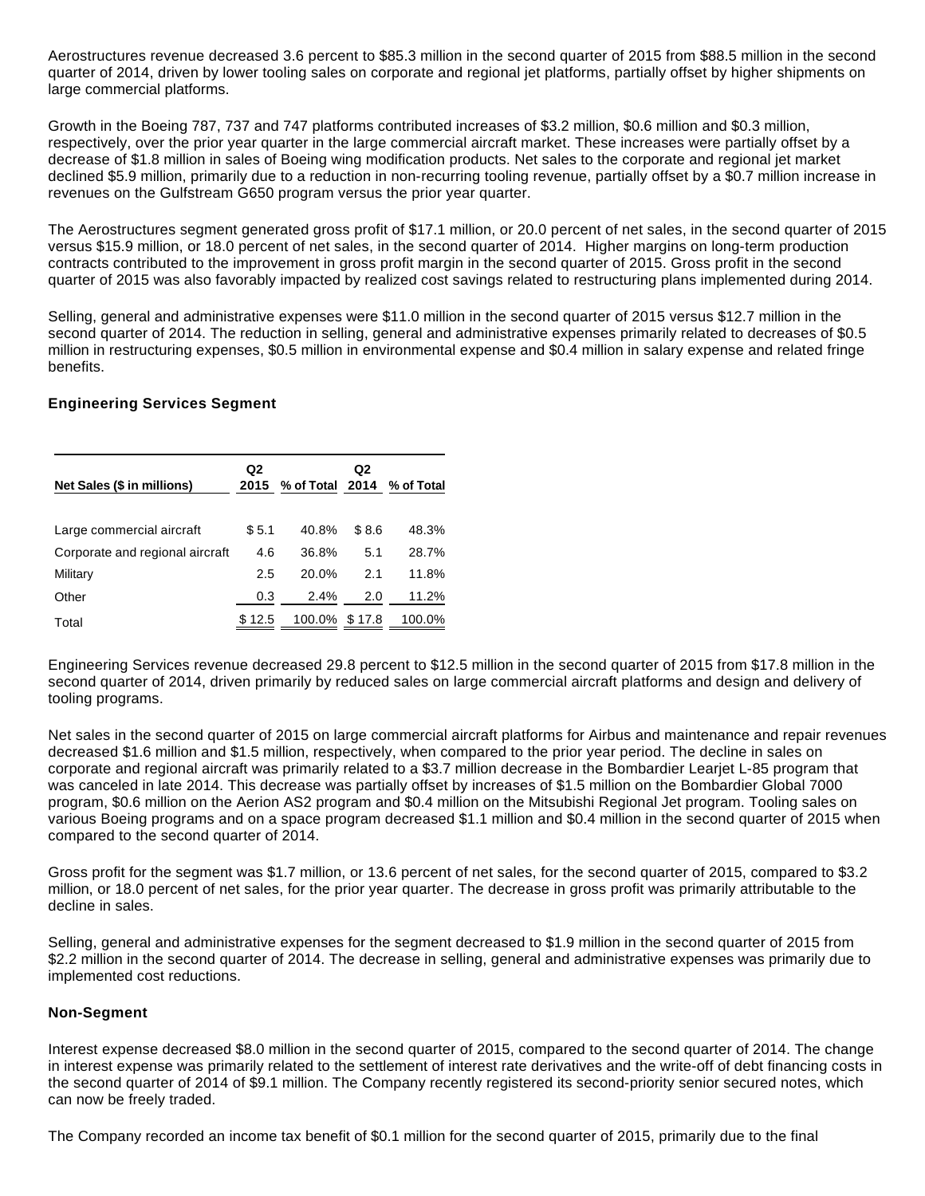Aerostructures revenue decreased 3.6 percent to $85.3 million in the second quarter of 2015 from $88.5 million in the second quarter of 2014, driven by lower tooling sales on corporate and regional jet platforms, partially offset by higher shipments on large commercial platforms.

Growth in the Boeing 787, 737 and 747 platforms contributed increases of $3.2 million, $0.6 million and $0.3 million, respectively, over the prior year quarter in the large commercial aircraft market. These increases were partially offset by a decrease of $1.8 million in sales of Boeing wing modification products. Net sales to the corporate and regional jet market declined $5.9 million, primarily due to a reduction in non-recurring tooling revenue, partially offset by a $0.7 million increase in revenues on the Gulfstream G650 program versus the prior year quarter.

The Aerostructures segment generated gross profit of $17.1 million, or 20.0 percent of net sales, in the second quarter of 2015 versus $15.9 million, or 18.0 percent of net sales, in the second quarter of 2014. Higher margins on long-term production contracts contributed to the improvement in gross profit margin in the second quarter of 2015. Gross profit in the second quarter of 2015 was also favorably impacted by realized cost savings related to restructuring plans implemented during 2014.

Selling, general and administrative expenses were $11.0 million in the second quarter of 2015 versus $12.7 million in the second quarter of 2014. The reduction in selling, general and administrative expenses primarily related to decreases of $0.5 million in restructuring expenses, $0.5 million in environmental expense and $0.4 million in salary expense and related fringe benefits.

**Engineering Services Segment**

| Net Sales ($ in millions) | Q2 2015 | % of Total | Q2 2014 | % of Total |
|---|---|---|---|---|
| Large commercial aircraft | $ 5.1 | 40.8% | $ 8.6 | 48.3% |
| Corporate and regional aircraft | 4.6 | 36.8% | 5.1 | 28.7% |
| Military | 2.5 | 20.0% | 2.1 | 11.8% |
| Other | 0.3 | 2.4% | 2.0 | 11.2% |
| Total | $ 12.5 | 100.0% | $ 17.8 | 100.0% |

Engineering Services revenue decreased 29.8 percent to $12.5 million in the second quarter of 2015 from $17.8 million in the second quarter of 2014, driven primarily by reduced sales on large commercial aircraft platforms and design and delivery of tooling programs.

Net sales in the second quarter of 2015 on large commercial aircraft platforms for Airbus and maintenance and repair revenues decreased $1.6 million and $1.5 million, respectively, when compared to the prior year period. The decline in sales on corporate and regional aircraft was primarily related to a $3.7 million decrease in the Bombardier Learjet L-85 program that was canceled in late 2014. This decrease was partially offset by increases of $1.5 million on the Bombardier Global 7000 program, $0.6 million on the Aerion AS2 program and $0.4 million on the Mitsubishi Regional Jet program. Tooling sales on various Boeing programs and on a space program decreased $1.1 million and $0.4 million in the second quarter of 2015 when compared to the second quarter of 2014.

Gross profit for the segment was $1.7 million, or 13.6 percent of net sales, for the second quarter of 2015, compared to $3.2 million, or 18.0 percent of net sales, for the prior year quarter. The decrease in gross profit was primarily attributable to the decline in sales.

Selling, general and administrative expenses for the segment decreased to $1.9 million in the second quarter of 2015 from $2.2 million in the second quarter of 2014. The decrease in selling, general and administrative expenses was primarily due to implemented cost reductions.

**Non-Segment**

Interest expense decreased $8.0 million in the second quarter of 2015, compared to the second quarter of 2014. The change in interest expense was primarily related to the settlement of interest rate derivatives and the write-off of debt financing costs in the second quarter of 2014 of $9.1 million. The Company recently registered its second-priority senior secured notes, which can now be freely traded.

The Company recorded an income tax benefit of $0.1 million for the second quarter of 2015, primarily due to the final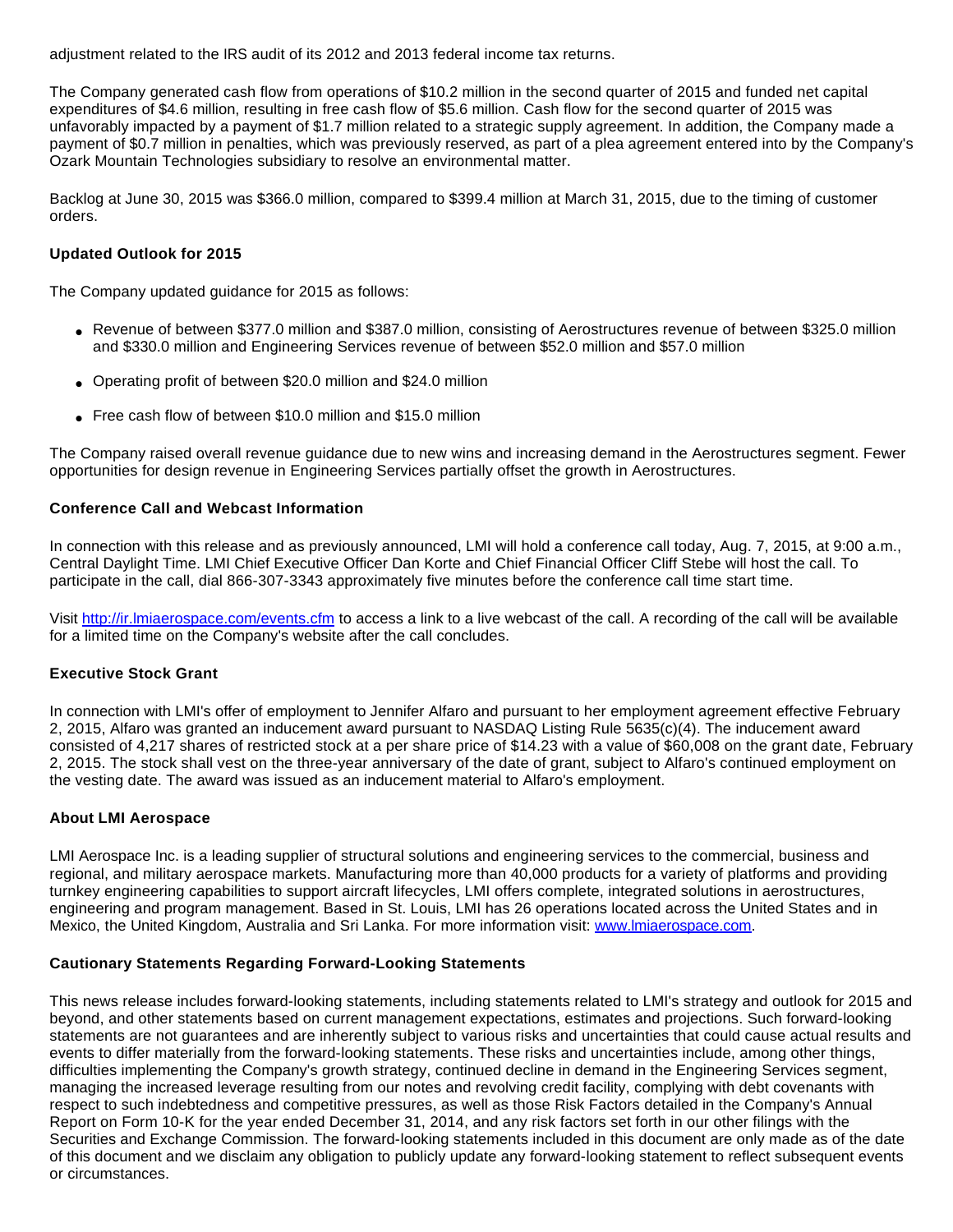adjustment related to the IRS audit of its 2012 and 2013 federal income tax returns.

The Company generated cash flow from operations of $10.2 million in the second quarter of 2015 and funded net capital expenditures of $4.6 million, resulting in free cash flow of $5.6 million. Cash flow for the second quarter of 2015 was unfavorably impacted by a payment of $1.7 million related to a strategic supply agreement. In addition, the Company made a payment of $0.7 million in penalties, which was previously reserved, as part of a plea agreement entered into by the Company's Ozark Mountain Technologies subsidiary to resolve an environmental matter.

Backlog at June 30, 2015 was $366.0 million, compared to $399.4 million at March 31, 2015, due to the timing of customer orders.

**Updated Outlook for 2015**

The Company updated guidance for 2015 as follows:

- Revenue of between $377.0 million and $387.0 million, consisting of Aerostructures revenue of between $325.0 million and $330.0 million and Engineering Services revenue of between $52.0 million and $57.0 million
- Operating profit of between $20.0 million and $24.0 million
- Free cash flow of between $10.0 million and $15.0 million

The Company raised overall revenue guidance due to new wins and increasing demand in the Aerostructures segment. Fewer opportunities for design revenue in Engineering Services partially offset the growth in Aerostructures.

**Conference Call and Webcast Information**

In connection with this release and as previously announced, LMI will hold a conference call today, Aug. 7, 2015, at 9:00 a.m., Central Daylight Time. LMI Chief Executive Officer Dan Korte and Chief Financial Officer Cliff Stebe will host the call. To participate in the call, dial 866-307-3343 approximately five minutes before the conference call time start time.

Visit http://ir.lmiaerospace.com/events.cfm to access a link to a live webcast of the call. A recording of the call will be available for a limited time on the Company's website after the call concludes.

**Executive Stock Grant**

In connection with LMI's offer of employment to Jennifer Alfaro and pursuant to her employment agreement effective February 2, 2015, Alfaro was granted an inducement award pursuant to NASDAQ Listing Rule 5635(c)(4). The inducement award consisted of 4,217 shares of restricted stock at a per share price of $14.23 with a value of $60,008 on the grant date, February 2, 2015. The stock shall vest on the three-year anniversary of the date of grant, subject to Alfaro's continued employment on the vesting date. The award was issued as an inducement material to Alfaro's employment.

**About LMI Aerospace**

LMI Aerospace Inc. is a leading supplier of structural solutions and engineering services to the commercial, business and regional, and military aerospace markets. Manufacturing more than 40,000 products for a variety of platforms and providing turnkey engineering capabilities to support aircraft lifecycles, LMI offers complete, integrated solutions in aerostructures, engineering and program management. Based in St. Louis, LMI has 26 operations located across the United States and in Mexico, the United Kingdom, Australia and Sri Lanka. For more information visit: www.lmiaerospace.com.

**Cautionary Statements Regarding Forward-Looking Statements**

This news release includes forward-looking statements, including statements related to LMI's strategy and outlook for 2015 and beyond, and other statements based on current management expectations, estimates and projections. Such forward-looking statements are not guarantees and are inherently subject to various risks and uncertainties that could cause actual results and events to differ materially from the forward-looking statements. These risks and uncertainties include, among other things, difficulties implementing the Company's growth strategy, continued decline in demand in the Engineering Services segment, managing the increased leverage resulting from our notes and revolving credit facility, complying with debt covenants with respect to such indebtedness and competitive pressures, as well as those Risk Factors detailed in the Company's Annual Report on Form 10-K for the year ended December 31, 2014, and any risk factors set forth in our other filings with the Securities and Exchange Commission. The forward-looking statements included in this document are only made as of the date of this document and we disclaim any obligation to publicly update any forward-looking statement to reflect subsequent events or circumstances.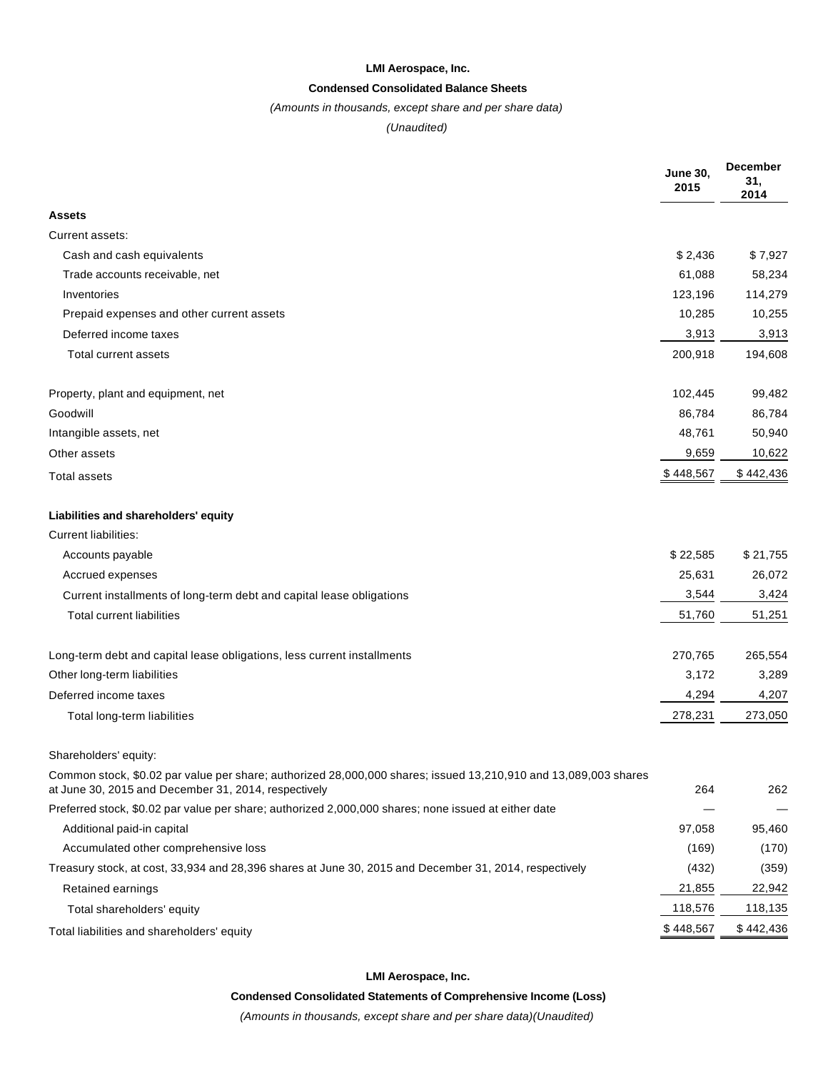**LMI Aerospace, Inc.**

**Condensed Consolidated Balance Sheets**

*(Amounts in thousands, except share and per share data)*

*(Unaudited)*

| | June 30, 2015 | December 31, 2014 |
|---|---|---|
| **Assets** | | |
| Current assets: | | |
| Cash and cash equivalents | $ 2,436 | $ 7,927 |
| Trade accounts receivable, net | 61,088 | 58,234 |
| Inventories | 123,196 | 114,279 |
| Prepaid expenses and other current assets | 10,285 | 10,255 |
| Deferred income taxes | 3,913 | 3,913 |
| Total current assets | 200,918 | 194,608 |
| | | |
| Property, plant and equipment, net | 102,445 | 99,482 |
| Goodwill | 86,784 | 86,784 |
| Intangible assets, net | 48,761 | 50,940 |
| Other assets | 9,659 | 10,622 |
| Total assets | $ 448,567 | $ 442,436 |
| | | |
| **Liabilities and shareholders' equity** | | |
| Current liabilities: | | |
| Accounts payable | $ 22,585 | $ 21,755 |
| Accrued expenses | 25,631 | 26,072 |
| Current installments of long-term debt and capital lease obligations | 3,544 | 3,424 |
| Total current liabilities | 51,760 | 51,251 |
| | | |
| Long-term debt and capital lease obligations, less current installments | 270,765 | 265,554 |
| Other long-term liabilities | 3,172 | 3,289 |
| Deferred income taxes | 4,294 | 4,207 |
| Total long-term liabilities | 278,231 | 273,050 |
| | | |
| Shareholders' equity: | | |
| Common stock, $0.02 par value per share; authorized 28,000,000 shares; issued 13,210,910 and 13,089,003 shares at June 30, 2015 and December 31, 2014, respectively | 264 | 262 |
| Preferred stock, $0.02 par value per share; authorized 2,000,000 shares; none issued at either date | — | — |
| Additional paid-in capital | 97,058 | 95,460 |
| Accumulated other comprehensive loss | (169) | (170) |
| Treasury stock, at cost, 33,934 and 28,396 shares at June 30, 2015 and December 31, 2014, respectively | (432) | (359) |
| Retained earnings | 21,855 | 22,942 |
| Total shareholders' equity | 118,576 | 118,135 |
| Total liabilities and shareholders' equity | $ 448,567 | $ 442,436 |

**LMI Aerospace, Inc.**

**Condensed Consolidated Statements of Comprehensive Income (Loss)**

*(Amounts in thousands, except share and per share data)(Unaudited)*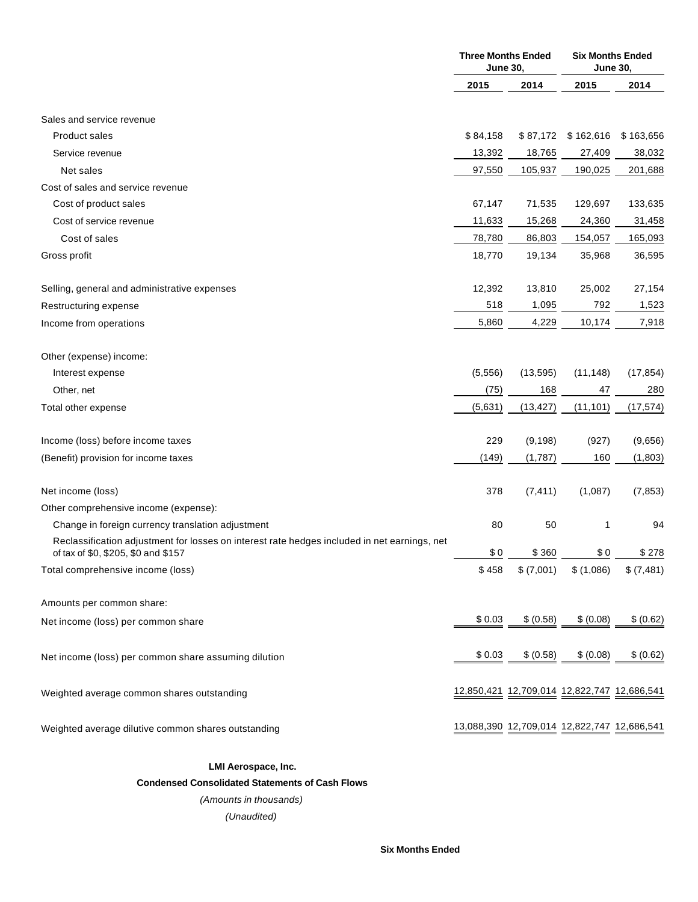| | Three Months Ended June 30, | | Six Months Ended June 30, | |
|---|---|---|---|---|
| | 2015 | 2014 | 2015 | 2014 |
| Sales and service revenue | | | | |
| Product sales | $ 84,158 | $ 87,172 | $ 162,616 | $ 163,656 |
| Service revenue | 13,392 | 18,765 | 27,409 | 38,032 |
| Net sales | 97,550 | 105,937 | 190,025 | 201,688 |
| Cost of sales and service revenue | | | | |
| Cost of product sales | 67,147 | 71,535 | 129,697 | 133,635 |
| Cost of service revenue | 11,633 | 15,268 | 24,360 | 31,458 |
| Cost of sales | 78,780 | 86,803 | 154,057 | 165,093 |
| Gross profit | 18,770 | 19,134 | 35,968 | 36,595 |
| Selling, general and administrative expenses | 12,392 | 13,810 | 25,002 | 27,154 |
| Restructuring expense | 518 | 1,095 | 792 | 1,523 |
| Income from operations | 5,860 | 4,229 | 10,174 | 7,918 |
| Other (expense) income: | | | | |
| Interest expense | (5,556) | (13,595) | (11,148) | (17,854) |
| Other, net | (75) | 168 | 47 | 280 |
| Total other expense | (5,631) | (13,427) | (11,101) | (17,574) |
| Income (loss) before income taxes | 229 | (9,198) | (927) | (9,656) |
| (Benefit) provision for income taxes | (149) | (1,787) | 160 | (1,803) |
| Net income (loss) | 378 | (7,411) | (1,087) | (7,853) |
| Other comprehensive income (expense): | | | | |
| Change in foreign currency translation adjustment | 80 | 50 | 1 | 94 |
| Reclassification adjustment for losses on interest rate hedges included in net earnings, net of tax of $0, $205, $0 and $157 | $ 0 | $ 360 | $ 0 | $ 278 |
| Total comprehensive income (loss) | $ 458 | $ (7,001) | $ (1,086) | $ (7,481) |
| Amounts per common share: | | | | |
| Net income (loss) per common share | $ 0.03 | $ (0.58) | $ (0.08) | $ (0.62) |
| Net income (loss) per common share assuming dilution | $ 0.03 | $ (0.58) | $ (0.08) | $ (0.62) |
| Weighted average common shares outstanding | 12,850,421 | 12,709,014 | 12,822,747 | 12,686,541 |
| Weighted average dilutive common shares outstanding | 13,088,390 | 12,709,014 | 12,822,747 | 12,686,541 |

**LMI Aerospace, Inc.**

**Condensed Consolidated Statements of Cash Flows**

*(Amounts in thousands)*

*(Unaudited)*

**Six Months Ended**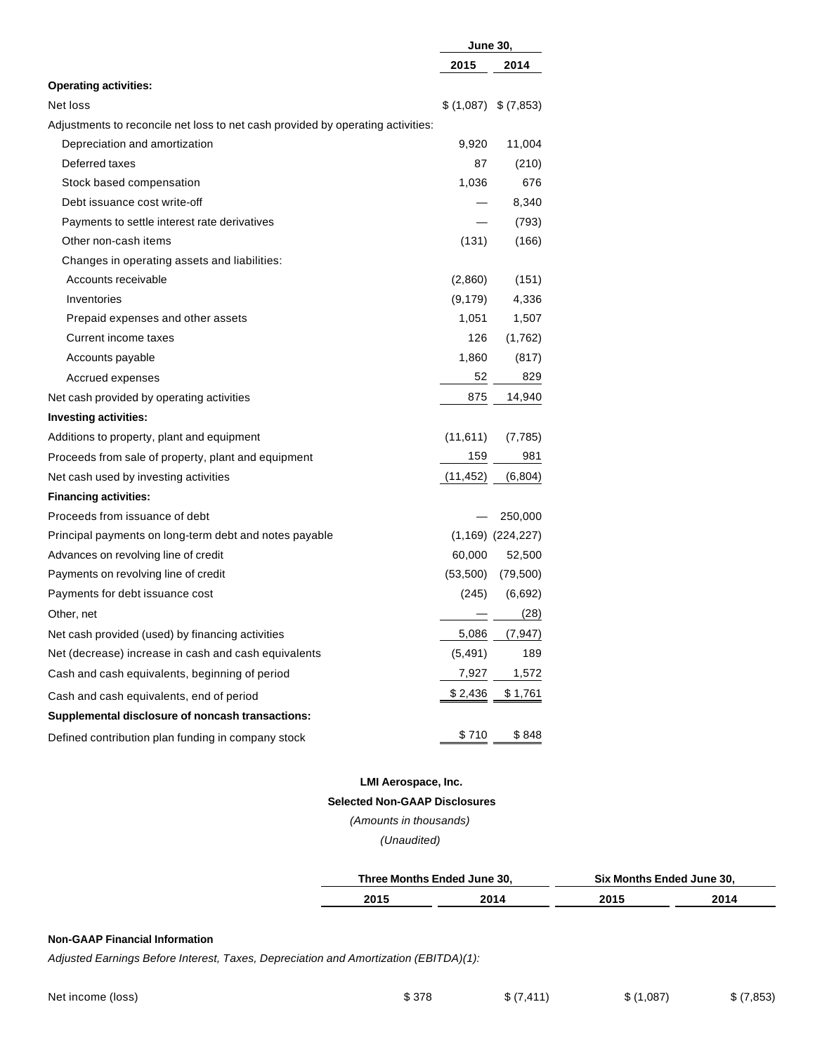| | June 30, | |
|---|---|---|
| | 2015 | 2014 |
| **Operating activities:** | | |
| Net loss | $ (1,087) | $ (7,853) |
| Adjustments to reconcile net loss to net cash provided by operating activities: | | |
| Depreciation and amortization | 9,920 | 11,004 |
| Deferred taxes | 87 | (210) |
| Stock based compensation | 1,036 | 676 |
| Debt issuance cost write-off | — | 8,340 |
| Payments to settle interest rate derivatives | — | (793) |
| Other non-cash items | (131) | (166) |
| Changes in operating assets and liabilities: | | |
| Accounts receivable | (2,860) | (151) |
| Inventories | (9,179) | 4,336 |
| Prepaid expenses and other assets | 1,051 | 1,507 |
| Current income taxes | 126 | (1,762) |
| Accounts payable | 1,860 | (817) |
| Accrued expenses | 52 | 829 |
| Net cash provided by operating activities | 875 | 14,940 |
| **Investing activities:** | | |
| Additions to property, plant and equipment | (11,611) | (7,785) |
| Proceeds from sale of property, plant and equipment | 159 | 981 |
| Net cash used by investing activities | (11,452) | (6,804) |
| **Financing activities:** | | |
| Proceeds from issuance of debt | — | 250,000 |
| Principal payments on long-term debt and notes payable | (1,169) | (224,227) |
| Advances on revolving line of credit | 60,000 | 52,500 |
| Payments on revolving line of credit | (53,500) | (79,500) |
| Payments for debt issuance cost | (245) | (6,692) |
| Other, net | — | (28) |
| Net cash provided (used) by financing activities | 5,086 | (7,947) |
| Net (decrease) increase in cash and cash equivalents | (5,491) | 189 |
| Cash and cash equivalents, beginning of period | 7,927 | 1,572 |
| Cash and cash equivalents, end of period | $ 2,436 | $ 1,761 |
| **Supplemental disclosure of noncash transactions:** | | |
| Defined contribution plan funding in company stock | $ 710 | $ 848 |

**LMI Aerospace, Inc.**

**Selected Non-GAAP Disclosures**

*(Amounts in thousands)*

*(Unaudited)*

| | Three Months Ended June 30, | | Six Months Ended June 30, | |
|---|---|---|---|---|
| | 2015 | 2014 | 2015 | 2014 |
| **Non-GAAP Financial Information** | | | | |
| *Adjusted Earnings Before Interest, Taxes, Depreciation and Amortization (EBITDA)(1):* | | | | |
| Net income (loss) | $ 378 | $ (7,411) | $ (1,087) | $ (7,853) |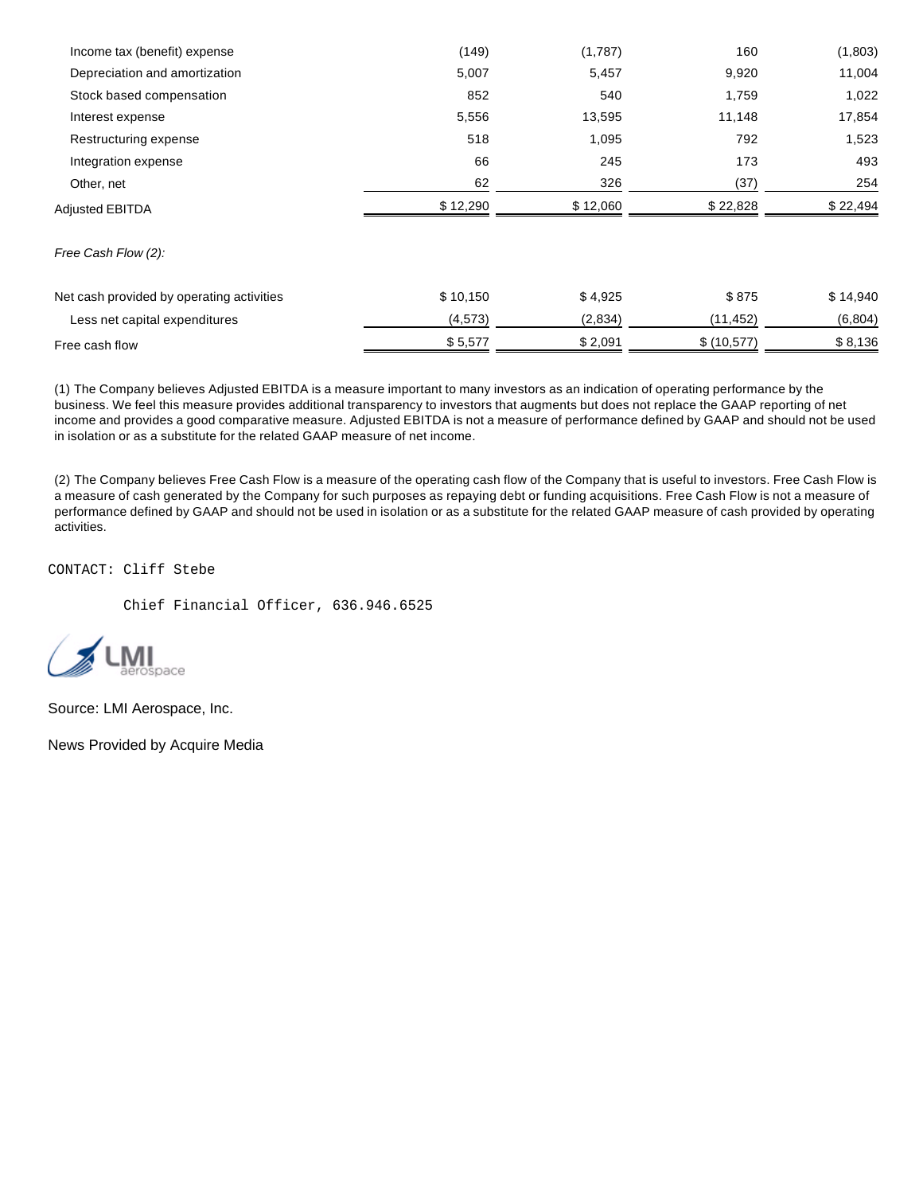| | | | | |
|---|---|---|---|---|
| Income tax (benefit) expense | (149) | (1,787) | 160 | (1,803) |
| Depreciation and amortization | 5,007 | 5,457 | 9,920 | 11,004 |
| Stock based compensation | 852 | 540 | 1,759 | 1,022 |
| Interest expense | 5,556 | 13,595 | 11,148 | 17,854 |
| Restructuring expense | 518 | 1,095 | 792 | 1,523 |
| Integration expense | 66 | 245 | 173 | 493 |
| Other, net | 62 | 326 | (37) | 254 |
| Adjusted EBITDA | $ 12,290 | $ 12,060 | $ 22,828 | $ 22,494 |
| *Free Cash Flow (2):* | | | | |
| Net cash provided by operating activities | $ 10,150 | $ 4,925 | $ 875 | $ 14,940 |
| Less net capital expenditures | (4,573) | (2,834) | (11,452) | (6,804) |
| Free cash flow | $ 5,577 | $ 2,091 | $ (10,577) | $ 8,136 |

(1) The Company believes Adjusted EBITDA is a measure important to many investors as an indication of operating performance by the business. We feel this measure provides additional transparency to investors that augments but does not replace the GAAP reporting of net income and provides a good comparative measure. Adjusted EBITDA is not a measure of performance defined by GAAP and should not be used in isolation or as a substitute for the related GAAP measure of net income.

(2) The Company believes Free Cash Flow is a measure of the operating cash flow of the Company that is useful to investors. Free Cash Flow is a measure of cash generated by the Company for such purposes as repaying debt or funding acquisitions. Free Cash Flow is not a measure of performance defined by GAAP and should not be used in isolation or as a substitute for the related GAAP measure of cash provided by operating activities.

CONTACT: Cliff Stebe

Chief Financial Officer, 636.946.6525

LMI aerospace

Source: LMI Aerospace, Inc.

News Provided by Acquire Media